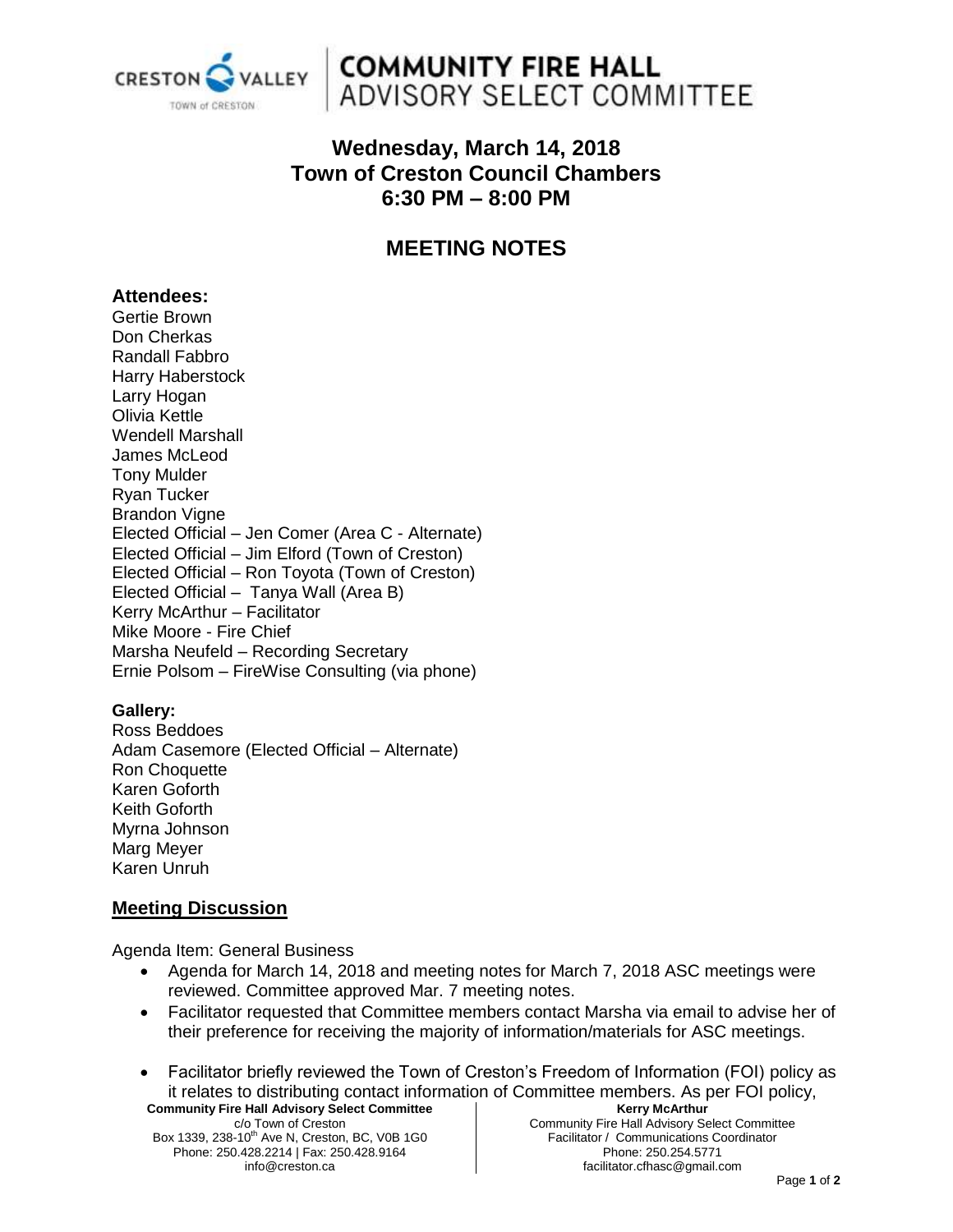# COMMUNITY FIRE HALL ADVISORY SELECT COMMITTEE

## Wednesday, March 14, 2018
## Town of Creston Council Chambers
## 6:30 PM – 8:00 PM

# MEETING NOTES

### Attendees:

Gertie Brown
Don Cherkas
Randall Fabbro
Harry Haberstock
Larry Hogan
Olivia Kettle
Wendell Marshall
James McLeod
Tony Mulder
Ryan Tucker
Brandon Vigne
Elected Official – Jen Comer (Area C - Alternate)
Elected Official – Jim Elford (Town of Creston)
Elected Official – Ron Toyota (Town of Creston)
Elected Official – Tanya Wall (Area B)
Kerry McArthur – Facilitator
Mike Moore - Fire Chief
Marsha Neufeld – Recording Secretary
Ernie Polsom – FireWise Consulting (via phone)

**Gallery:**

Ross Beddoes
Adam Casemore (Elected Official – Alternate)
Ron Choquette
Karen Goforth
Keith Goforth
Myrna Johnson
Marg Meyer
Karen Unruh

## Meeting Discussion

Agenda Item: General Business

- Agenda for March 14, 2018 and meeting notes for March 7, 2018 ASC meetings were reviewed. Committee approved Mar. 7 meeting notes.
- Facilitator requested that Committee members contact Marsha via email to advise her of their preference for receiving the majority of information/materials for ASC meetings.
- Facilitator briefly reviewed the Town of Creston's Freedom of Information (FOI) policy as it relates to distributing contact information of Committee members. As per FOI policy,

**Community Fire Hall Advisory Select Committee**
c/o Town of Creston
Box 1339, 238-10th Ave N, Creston, BC, V0B 1G0
Phone: 250.428.2214 | Fax: 250.428.9164
info@creston.ca

**Kerry McArthur**
Community Fire Hall Advisory Select Committee
Facilitator / Communications Coordinator
Phone: 250.254.5771
facilitator.cfhasc@gmail.com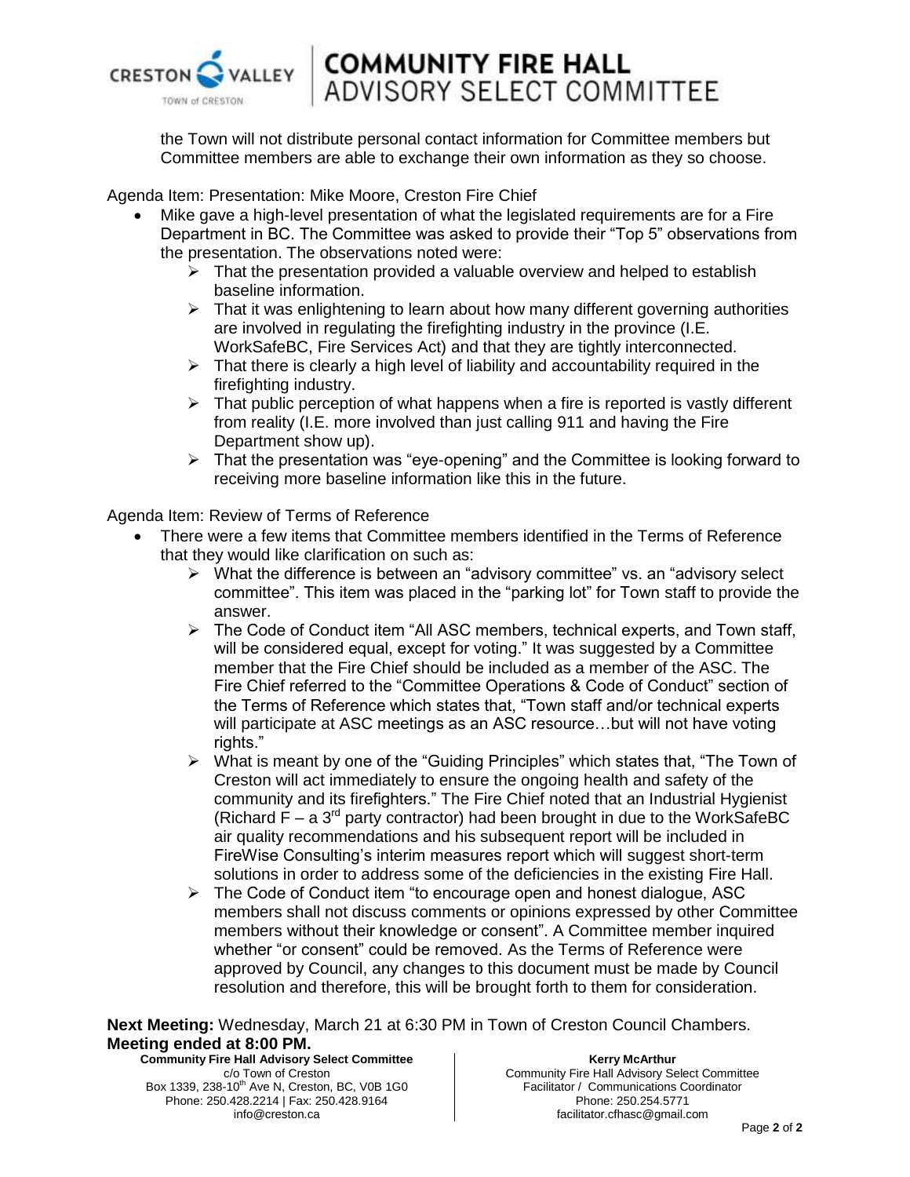the Town will not distribute personal contact information for Committee members but Committee members are able to exchange their own information as they so choose.

Agenda Item: Presentation: Mike Moore, Creston Fire Chief

- Mike gave a high-level presentation of what the legislated requirements are for a Fire Department in BC. The Committee was asked to provide their "Top 5" observations from the presentation. The observations noted were:
  - That the presentation provided a valuable overview and helped to establish baseline information.
  - That it was enlightening to learn about how many different governing authorities are involved in regulating the firefighting industry in the province (I.E. WorkSafeBC, Fire Services Act) and that they are tightly interconnected.
  - That there is clearly a high level of liability and accountability required in the firefighting industry.
  - That public perception of what happens when a fire is reported is vastly different from reality (I.E. more involved than just calling 911 and having the Fire Department show up).
  - That the presentation was "eye-opening" and the Committee is looking forward to receiving more baseline information like this in the future.

Agenda Item: Review of Terms of Reference

- There were a few items that Committee members identified in the Terms of Reference that they would like clarification on such as:
  - What the difference is between an "advisory committee" vs. an "advisory select committee". This item was placed in the "parking lot" for Town staff to provide the answer.
  - The Code of Conduct item "All ASC members, technical experts, and Town staff, will be considered equal, except for voting." It was suggested by a Committee member that the Fire Chief should be included as a member of the ASC. The Fire Chief referred to the "Committee Operations & Code of Conduct" section of the Terms of Reference which states that, "Town staff and/or technical experts will participate at ASC meetings as an ASC resource…but will not have voting rights."
  - What is meant by one of the "Guiding Principles" which states that, "The Town of Creston will act immediately to ensure the ongoing health and safety of the community and its firefighters." The Fire Chief noted that an Industrial Hygienist (Richard F – a 3rd party contractor) had been brought in due to the WorkSafeBC air quality recommendations and his subsequent report will be included in FireWise Consulting's interim measures report which will suggest short-term solutions in order to address some of the deficiencies in the existing Fire Hall.
  - The Code of Conduct item "to encourage open and honest dialogue, ASC members shall not discuss comments or opinions expressed by other Committee members without their knowledge or consent". A Committee member inquired whether "or consent" could be removed. As the Terms of Reference were approved by Council, any changes to this document must be made by Council resolution and therefore, this will be brought forth to them for consideration.

**Next Meeting:** Wednesday, March 21 at 6:30 PM in Town of Creston Council Chambers.
**Meeting ended at 8:00 PM.**

**Community Fire Hall Advisory Select Committee**
c/o Town of Creston
Box 1339, 238-10th Ave N, Creston, BC, V0B 1G0
Phone: 250.428.2214 | Fax: 250.428.9164
info@creston.ca

**Kerry McArthur**
Community Fire Hall Advisory Select Committee
Facilitator / Communications Coordinator
Phone: 250.254.5771
facilitator.cfhasc@gmail.com